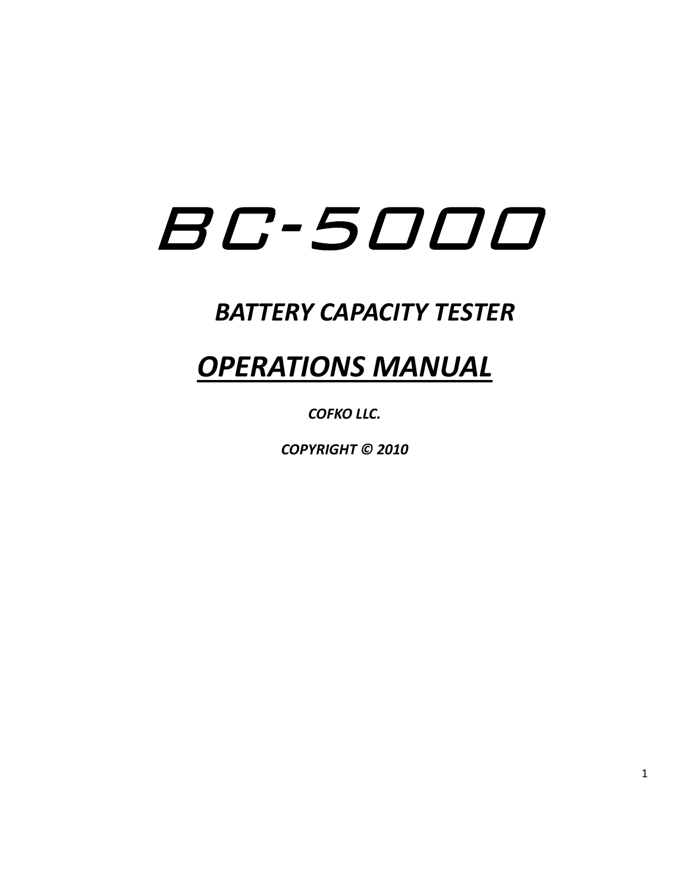# BC-5000

## *BATTERY CAPACITY TESTER*

## ***OPERATIONS MANUAL***

***COFKO LLC.***

***COPYRIGHT © 2010***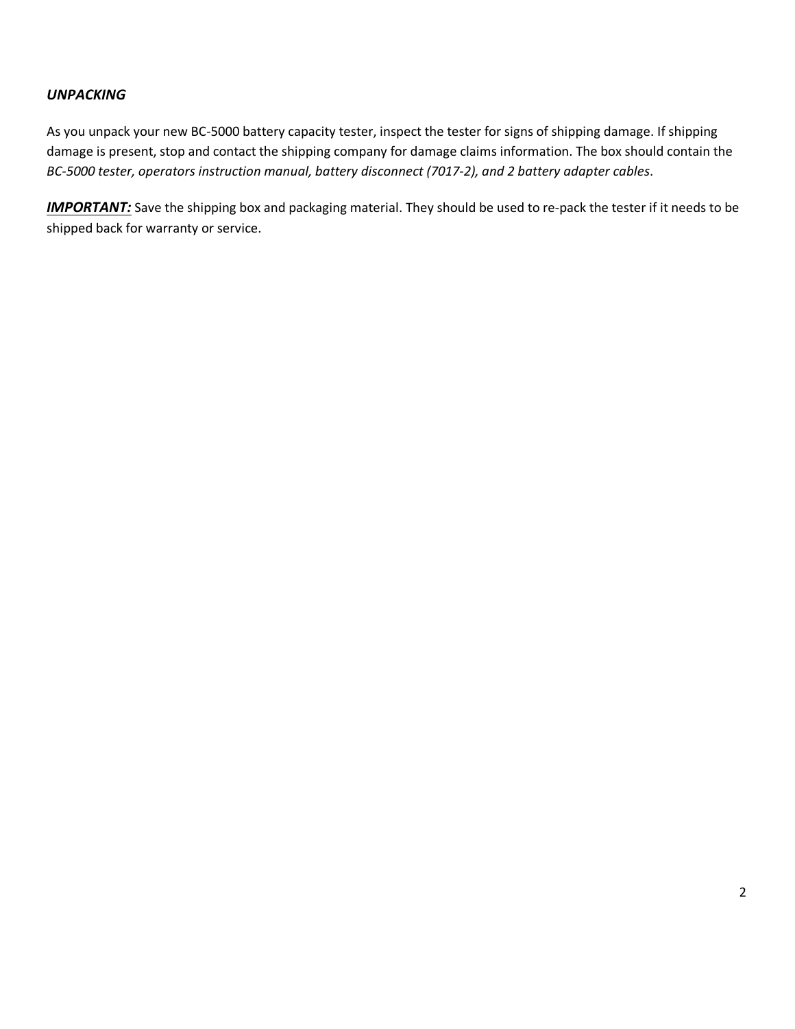## *UNPACKING*

As you unpack your new BC-5000 battery capacity tester, inspect the tester for signs of shipping damage. If shipping damage is present, stop and contact the shipping company for damage claims information. The box should contain the *BC-5000 tester, operators instruction manual, battery disconnect (7017-2), and 2 battery adapter cables*.

***<u>IMPORTANT:</u>*** Save the shipping box and packaging material. They should be used to re-pack the tester if it needs to be shipped back for warranty or service.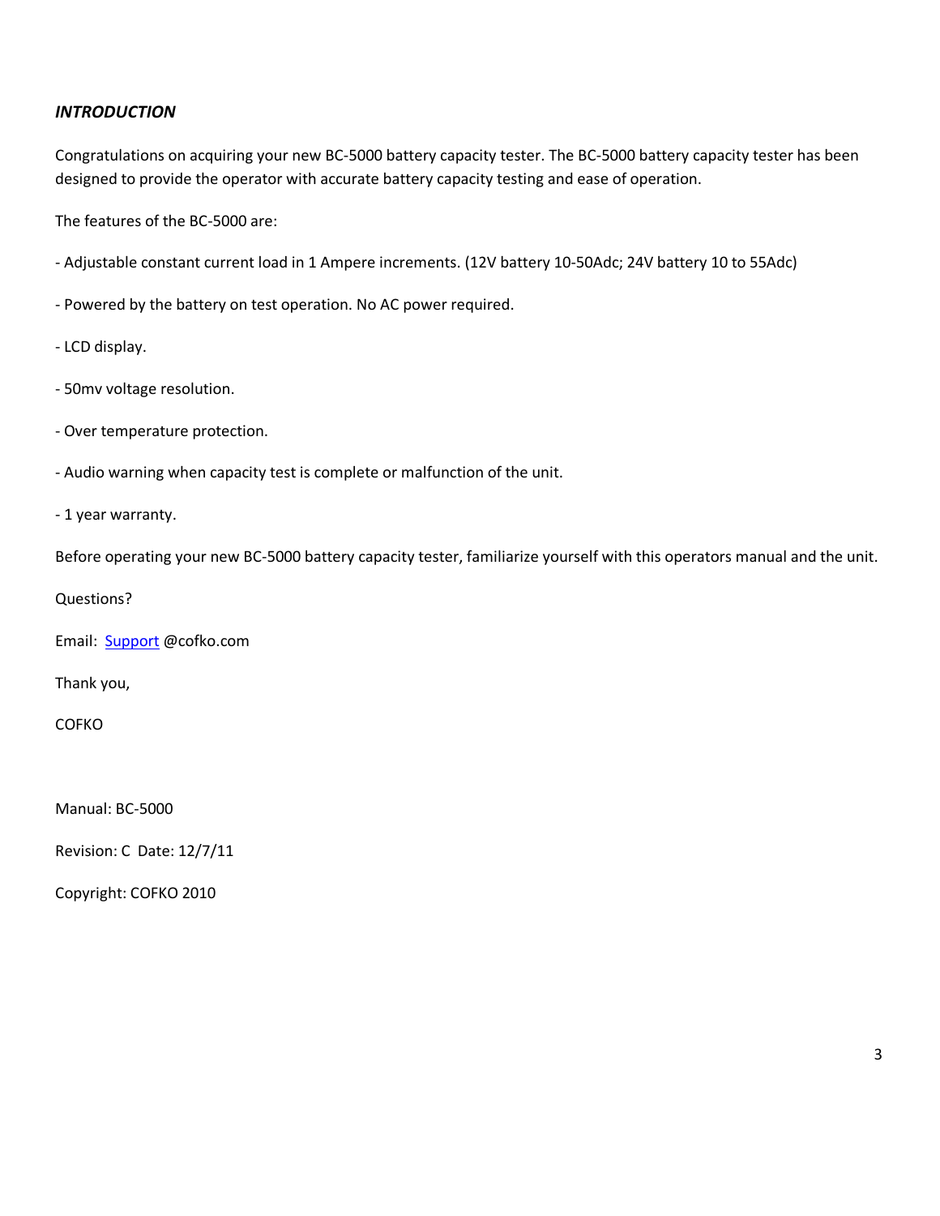***INTRODUCTION***

Congratulations on acquiring your new BC-5000 battery capacity tester. The BC-5000 battery capacity tester has been designed to provide the operator with accurate battery capacity testing and ease of operation.

The features of the BC-5000 are:

- Adjustable constant current load in 1 Ampere increments. (12V battery 10-50Adc; 24V battery 10 to 55Adc)

- Powered by the battery on test operation. No AC power required.

- LCD display.

- 50mv voltage resolution.

- Over temperature protection.

- Audio warning when capacity test is complete or malfunction of the unit.

- 1 year warranty.

Before operating your new BC-5000 battery capacity tester, familiarize yourself with this operators manual and the unit.

Questions?

Email: Support @cofko.com

Thank you,

COFKO

Manual: BC-5000

Revision: C Date: 12/7/11

Copyright: COFKO 2010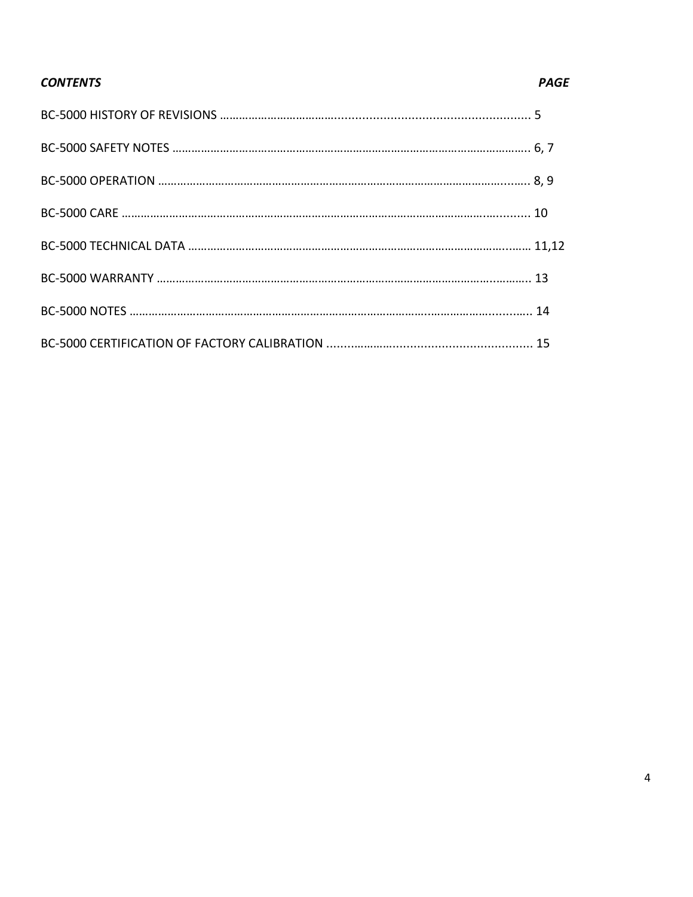***CONTENTS*** ***PAGE***

| CONTENTS | PAGE |
|---|---|
| BC-5000 HISTORY OF REVISIONS | 5 |
| BC-5000 SAFETY NOTES | 6, 7 |
| BC-5000 OPERATION | 8, 9 |
| BC-5000 CARE | 10 |
| BC-5000 TECHNICAL DATA | 11,12 |
| BC-5000 WARRANTY | 13 |
| BC-5000 NOTES | 14 |
| BC-5000 CERTIFICATION OF FACTORY CALIBRATION | 15 |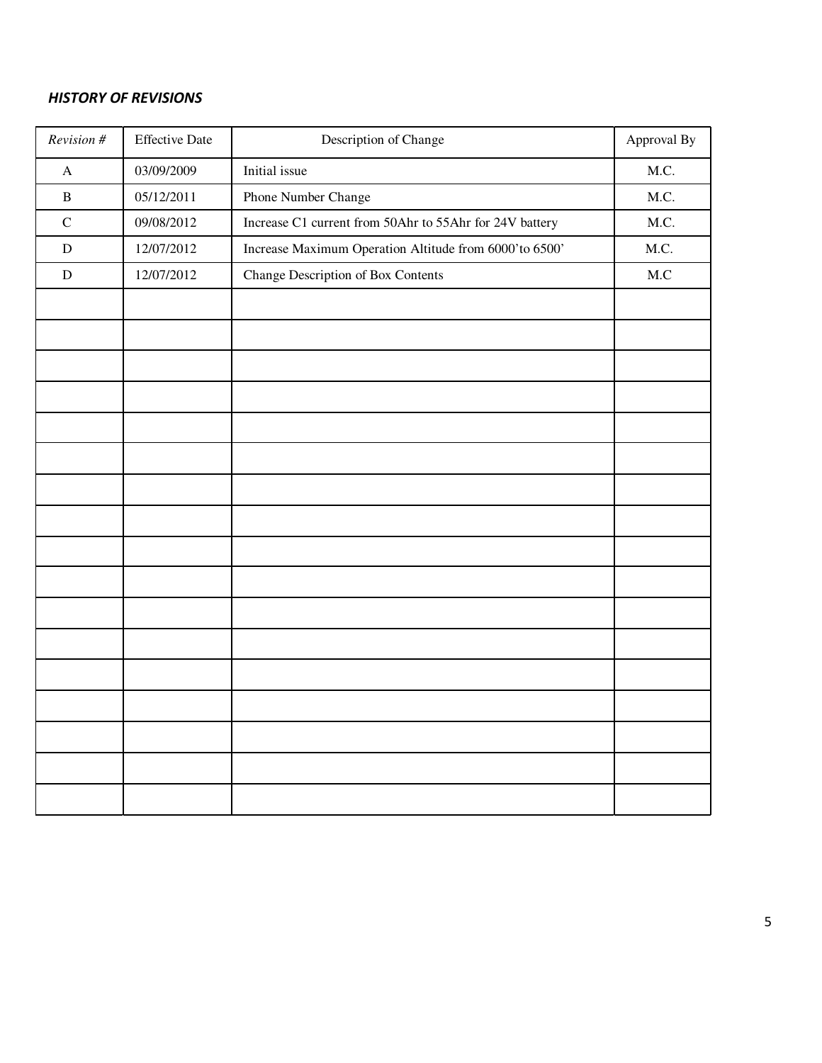***HISTORY OF REVISIONS***

| *Revision #* | Effective Date | Description of Change | Approval By |
| --- | --- | --- | --- |
| A | 03/09/2009 | Initial issue | M.C. |
| B | 05/12/2011 | Phone Number Change | M.C. |
| C | 09/08/2012 | Increase C1 current from 50Ahr to 55Ahr for 24V battery | M.C. |
| D | 12/07/2012 | Increase Maximum Operation Altitude from 6000'to 6500' | M.C. |
| D | 12/07/2012 | Change Description of Box Contents | M.C |
| | | | |
| | | | |
| | | | |
| | | | |
| | | | |
| | | | |
| | | | |
| | | | |
| | | | |
| | | | |
| | | | |
| | | | |
| | | | |
| | | | |
| | | | |
| | | | |
| | | | |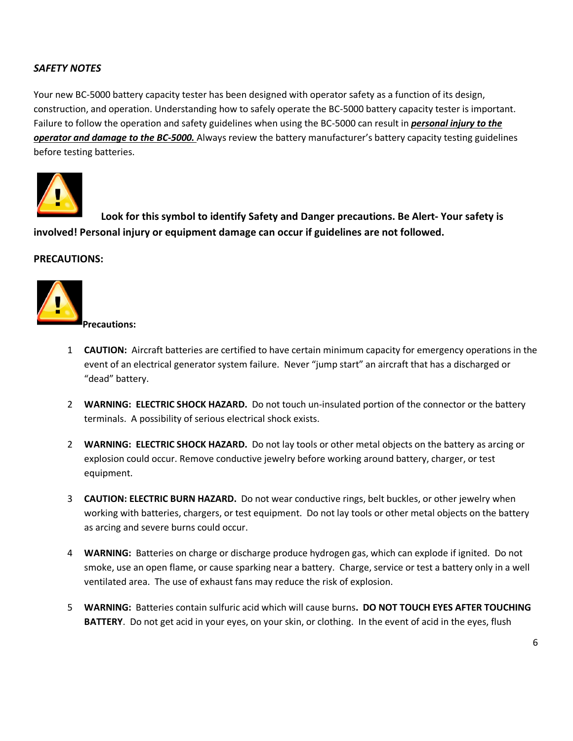***SAFETY NOTES***

Your new BC-5000 battery capacity tester has been designed with operator safety as a function of its design, construction, and operation. Understanding how to safely operate the BC-5000 battery capacity tester is important. Failure to follow the operation and safety guidelines when using the BC-5000 can result in ***personal injury to the operator and damage to the BC-5000.*** Always review the battery manufacturer's battery capacity testing guidelines before testing batteries.

**Look for this symbol to identify Safety and Danger precautions. Be Alert- Your safety is involved! Personal injury or equipment damage can occur if guidelines are not followed.**

**PRECAUTIONS:**

**Precautions:**

1 **CAUTION:** Aircraft batteries are certified to have certain minimum capacity for emergency operations in the event of an electrical generator system failure. Never "jump start" an aircraft that has a discharged or "dead" battery.

2 **WARNING: ELECTRIC SHOCK HAZARD.** Do not touch un-insulated portion of the connector or the battery terminals. A possibility of serious electrical shock exists.

2 **WARNING: ELECTRIC SHOCK HAZARD.** Do not lay tools or other metal objects on the battery as arcing or explosion could occur. Remove conductive jewelry before working around battery, charger, or test equipment.

3 **CAUTION: ELECTRIC BURN HAZARD.** Do not wear conductive rings, belt buckles, or other jewelry when working with batteries, chargers, or test equipment. Do not lay tools or other metal objects on the battery as arcing and severe burns could occur.

4 **WARNING:** Batteries on charge or discharge produce hydrogen gas, which can explode if ignited. Do not smoke, use an open flame, or cause sparking near a battery. Charge, service or test a battery only in a well ventilated area. The use of exhaust fans may reduce the risk of explosion.

5 **WARNING:** Batteries contain sulfuric acid which will cause burns**. DO NOT TOUCH EYES AFTER TOUCHING BATTERY**. Do not get acid in your eyes, on your skin, or clothing. In the event of acid in the eyes, flush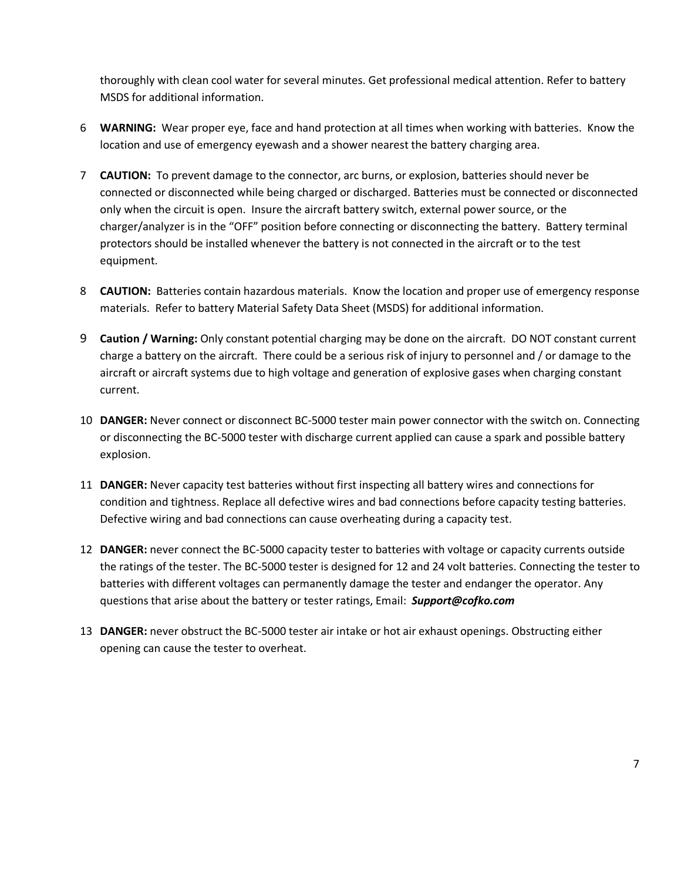thoroughly with clean cool water for several minutes. Get professional medical attention. Refer to battery MSDS for additional information.

6 **WARNING:** Wear proper eye, face and hand protection at all times when working with batteries. Know the location and use of emergency eyewash and a shower nearest the battery charging area.

7 **CAUTION:** To prevent damage to the connector, arc burns, or explosion, batteries should never be connected or disconnected while being charged or discharged. Batteries must be connected or disconnected only when the circuit is open. Insure the aircraft battery switch, external power source, or the charger/analyzer is in the "OFF" position before connecting or disconnecting the battery. Battery terminal protectors should be installed whenever the battery is not connected in the aircraft or to the test equipment.

8 **CAUTION:** Batteries contain hazardous materials. Know the location and proper use of emergency response materials. Refer to battery Material Safety Data Sheet (MSDS) for additional information.

9 **Caution / Warning:** Only constant potential charging may be done on the aircraft. DO NOT constant current charge a battery on the aircraft. There could be a serious risk of injury to personnel and / or damage to the aircraft or aircraft systems due to high voltage and generation of explosive gases when charging constant current.

10 **DANGER:** Never connect or disconnect BC-5000 tester main power connector with the switch on. Connecting or disconnecting the BC-5000 tester with discharge current applied can cause a spark and possible battery explosion.

11 **DANGER:** Never capacity test batteries without first inspecting all battery wires and connections for condition and tightness. Replace all defective wires and bad connections before capacity testing batteries. Defective wiring and bad connections can cause overheating during a capacity test.

12 **DANGER:** never connect the BC-5000 capacity tester to batteries with voltage or capacity currents outside the ratings of the tester. The BC-5000 tester is designed for 12 and 24 volt batteries. Connecting the tester to batteries with different voltages can permanently damage the tester and endanger the operator. Any questions that arise about the battery or tester ratings, Email: ***Support@cofko.com***

13 **DANGER:** never obstruct the BC-5000 tester air intake or hot air exhaust openings. Obstructing either opening can cause the tester to overheat.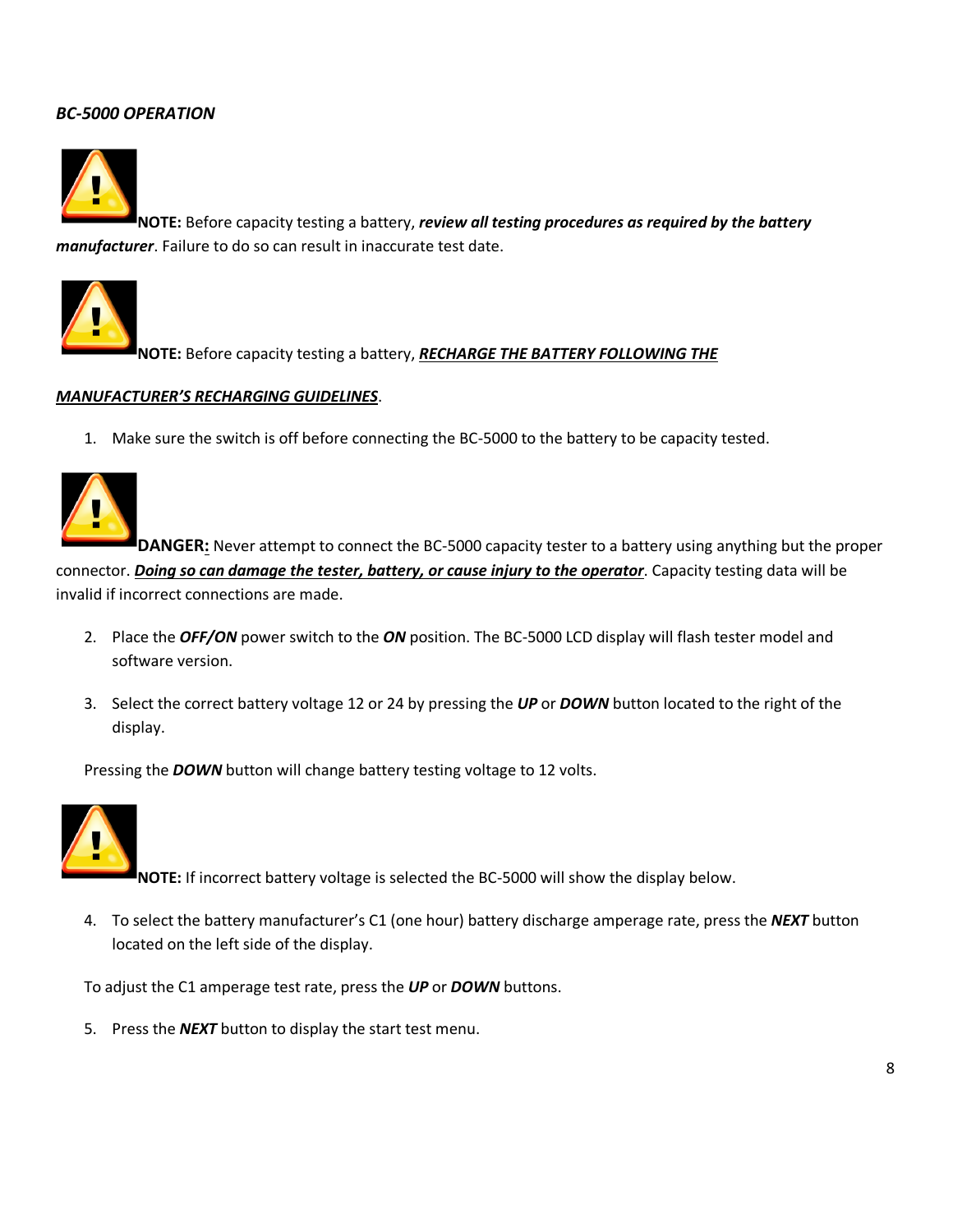***BC-5000 OPERATION***

**NOTE:** Before capacity testing a battery, ***review all testing procedures as required by the battery manufacturer***. Failure to do so can result in inaccurate test date.

**NOTE:** Before capacity testing a battery, ***RECHARGE THE BATTERY FOLLOWING THE MANUFACTURER'S RECHARGING GUIDELINES***.

1. Make sure the switch is off before connecting the BC-5000 to the battery to be capacity tested.

**DANGER:** Never attempt to connect the BC-5000 capacity tester to a battery using anything but the proper connector. ***Doing so can damage the tester, battery, or cause injury to the operator***. Capacity testing data will be invalid if incorrect connections are made.

2. Place the ***OFF/ON*** power switch to the ***ON*** position. The BC-5000 LCD display will flash tester model and software version.

3. Select the correct battery voltage 12 or 24 by pressing the ***UP*** or ***DOWN*** button located to the right of the display.

Pressing the ***DOWN*** button will change battery testing voltage to 12 volts.

**NOTE:** If incorrect battery voltage is selected the BC-5000 will show the display below.

4. To select the battery manufacturer's C1 (one hour) battery discharge amperage rate, press the ***NEXT*** button located on the left side of the display.

To adjust the C1 amperage test rate, press the ***UP*** or ***DOWN*** buttons.

5. Press the ***NEXT*** button to display the start test menu.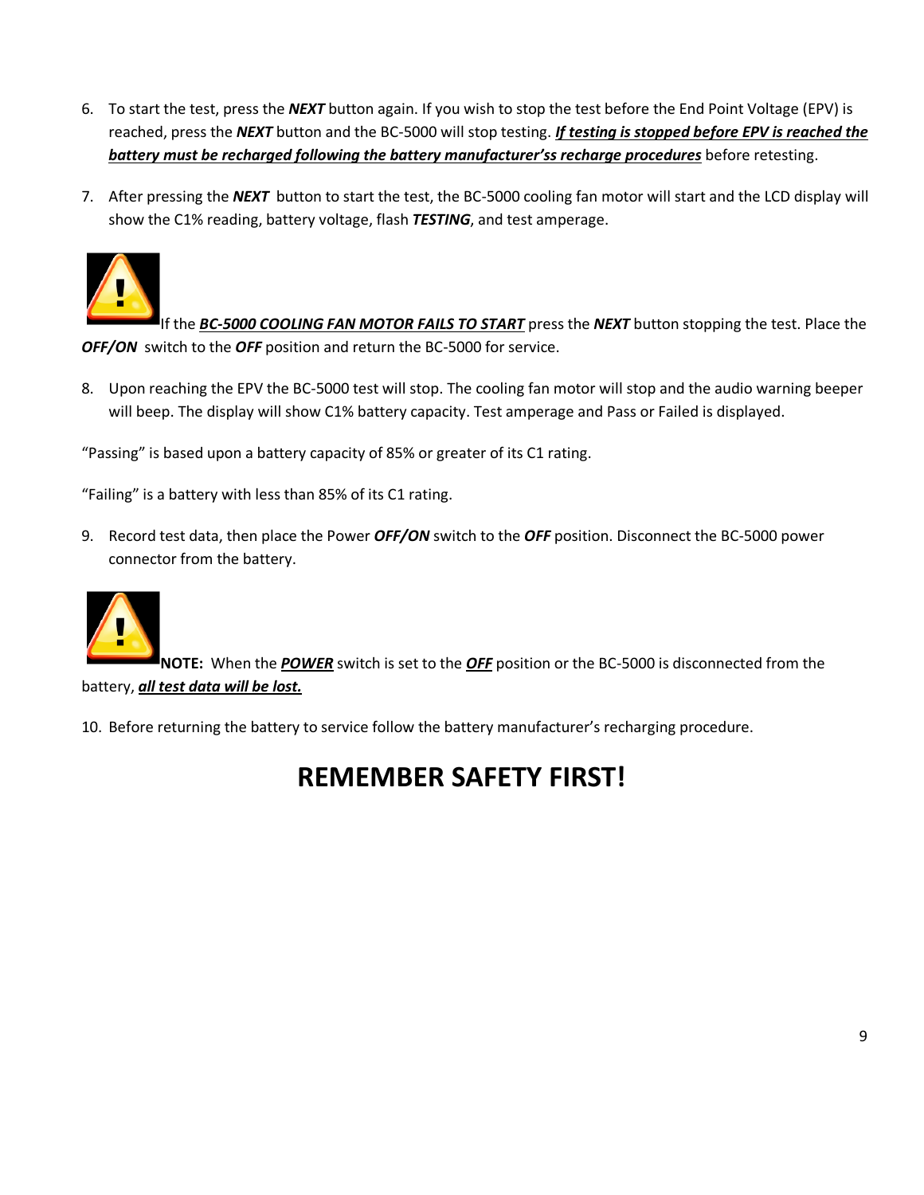6. To start the test, press the ***NEXT*** button again. If you wish to stop the test before the End Point Voltage (EPV) is reached, press the ***NEXT*** button and the BC-5000 will stop testing. <u>***If testing is stopped before EPV is reached the battery must be recharged following the battery manufacturer'ss recharge procedures***</u> before retesting.

7. After pressing the ***NEXT*** button to start the test, the BC-5000 cooling fan motor will start and the LCD display will show the C1% reading, battery voltage, flash ***TESTING***, and test amperage.

If the <u>***BC-5000 COOLING FAN MOTOR FAILS TO START***</u> press the ***NEXT*** button stopping the test. Place the ***OFF/ON*** switch to the ***OFF*** position and return the BC-5000 for service.

8. Upon reaching the EPV the BC-5000 test will stop. The cooling fan motor will stop and the audio warning beeper will beep. The display will show C1% battery capacity. Test amperage and Pass or Failed is displayed.

"Passing" is based upon a battery capacity of 85% or greater of its C1 rating.

"Failing" is a battery with less than 85% of its C1 rating.

9. Record test data, then place the Power ***OFF/ON*** switch to the ***OFF*** position. Disconnect the BC-5000 power connector from the battery.

**NOTE:** When the <u>***POWER***</u> switch is set to the <u>***OFF***</u> position or the BC-5000 is disconnected from the battery, <u>***all test data will be lost.***</u>

10. Before returning the battery to service follow the battery manufacturer's recharging procedure.

# REMEMBER SAFETY FIRST!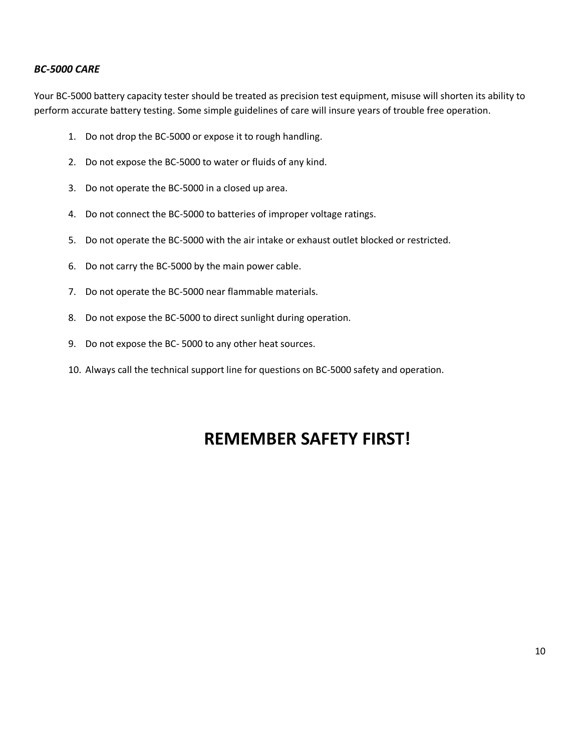***BC-5000 CARE***

Your BC-5000 battery capacity tester should be treated as precision test equipment, misuse will shorten its ability to perform accurate battery testing. Some simple guidelines of care will insure years of trouble free operation.

1. Do not drop the BC-5000 or expose it to rough handling.
2. Do not expose the BC-5000 to water or fluids of any kind.
3. Do not operate the BC-5000 in a closed up area.
4. Do not connect the BC-5000 to batteries of improper voltage ratings.
5. Do not operate the BC-5000 with the air intake or exhaust outlet blocked or restricted.
6. Do not carry the BC-5000 by the main power cable.
7. Do not operate the BC-5000 near flammable materials.
8. Do not expose the BC-5000 to direct sunlight during operation.
9. Do not expose the BC- 5000 to any other heat sources.
10. Always call the technical support line for questions on BC-5000 safety and operation.

# REMEMBER SAFETY FIRST!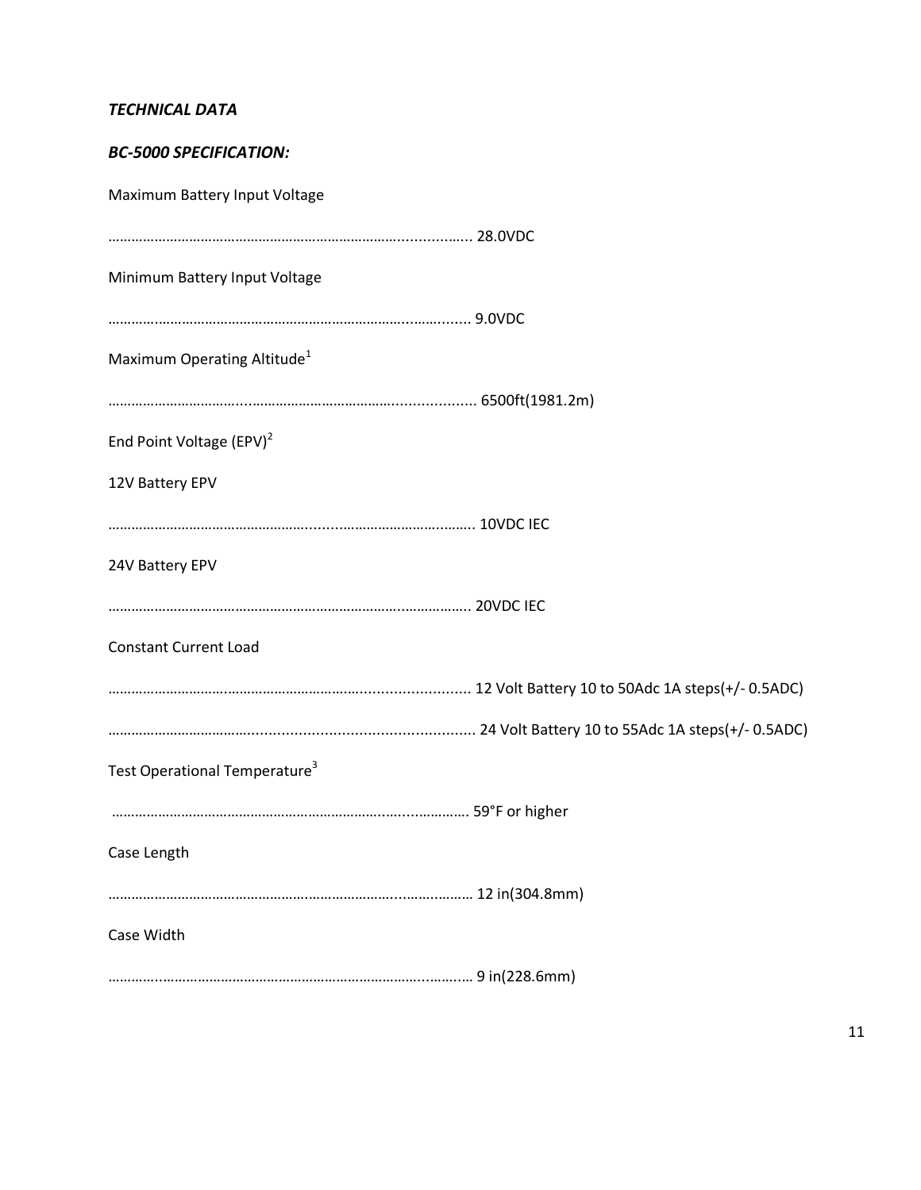***TECHNICAL DATA***

***BC-5000 SPECIFICATION:***

Maximum Battery Input Voltage

………………………………………………………………….............….. 28.0VDC

Minimum Battery Input Voltage

………………………………………………………………...…...…...... 9.0VDC

Maximum Operating Altitude[1]

…………………………...…………………………….................... 6500ft(1981.2m)

End Point Voltage (EPV)[2]

12V Battery EPV

……………………………………….......…………………….…….. 10VDC IEC

24V Battery EPV

……………………………………………………………….…………….. 20VDC IEC

Constant Current Load

……………………………………………….......................... 12 Volt Battery 10 to 50Adc 1A steps(+/- 0.5ADC)

…………………………….................................................. 24 Volt Battery 10 to 55Adc 1A steps(+/- 0.5ADC)

Test Operational Temperature[3]

………………………………………………………….....…………. 59°F or higher

Case Length

…………………………………………………………….…..……… 12 in(304.8mm)

Case Width

………..……………………………………………………….....…... 9 in(228.6mm)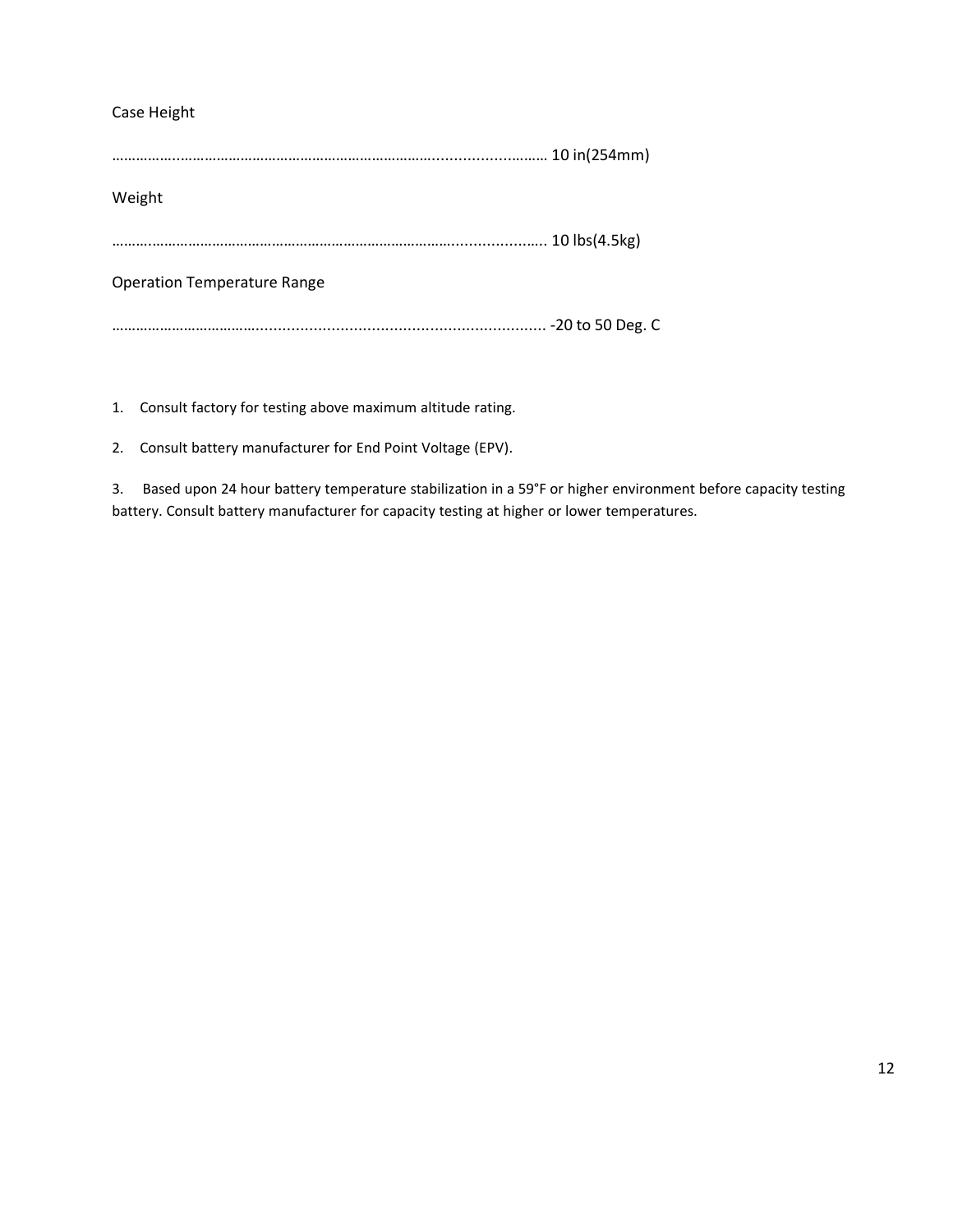Case Height

……………..………………………………………………………….........…......……… 10 in(254mm)

Weight

………..……………………………………………………………………....................... 10 lbs(4.5kg)

Operation Temperature Range

……………………………….............................................................. -20 to 50 Deg. C

1. Consult factory for testing above maximum altitude rating.

2. Consult battery manufacturer for End Point Voltage (EPV).

3. Based upon 24 hour battery temperature stabilization in a 59°F or higher environment before capacity testing battery. Consult battery manufacturer for capacity testing at higher or lower temperatures.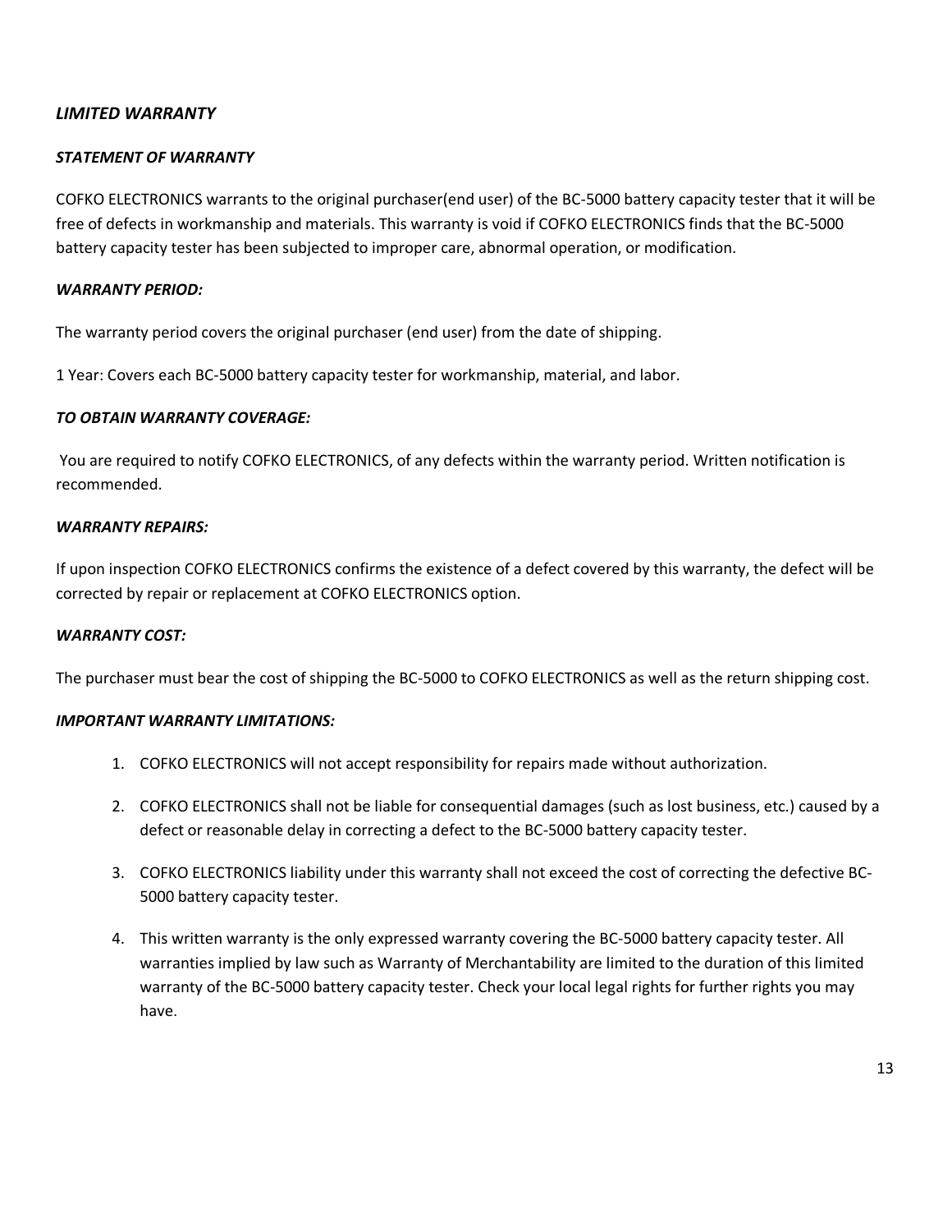## *LIMITED WARRANTY*

### *STATEMENT OF WARRANTY*

COFKO ELECTRONICS warrants to the original purchaser(end user) of the BC-5000 battery capacity tester that it will be free of defects in workmanship and materials. This warranty is void if COFKO ELECTRONICS finds that the BC-5000 battery capacity tester has been subjected to improper care, abnormal operation, or modification.

### *WARRANTY PERIOD:*

The warranty period covers the original purchaser (end user) from the date of shipping.

1 Year: Covers each BC-5000 battery capacity tester for workmanship, material, and labor.

### *TO OBTAIN WARRANTY COVERAGE:*

You are required to notify COFKO ELECTRONICS, of any defects within the warranty period. Written notification is recommended.

### *WARRANTY REPAIRS:*

If upon inspection COFKO ELECTRONICS confirms the existence of a defect covered by this warranty, the defect will be corrected by repair or replacement at COFKO ELECTRONICS option.

### *WARRANTY COST:*

The purchaser must bear the cost of shipping the BC-5000 to COFKO ELECTRONICS as well as the return shipping cost.

### *IMPORTANT WARRANTY LIMITATIONS:*

1. COFKO ELECTRONICS will not accept responsibility for repairs made without authorization.
2. COFKO ELECTRONICS shall not be liable for consequential damages (such as lost business, etc.) caused by a defect or reasonable delay in correcting a defect to the BC-5000 battery capacity tester.
3. COFKO ELECTRONICS liability under this warranty shall not exceed the cost of correcting the defective BC-5000 battery capacity tester.
4. This written warranty is the only expressed warranty covering the BC-5000 battery capacity tester. All warranties implied by law such as Warranty of Merchantability are limited to the duration of this limited warranty of the BC-5000 battery capacity tester. Check your local legal rights for further rights you may have.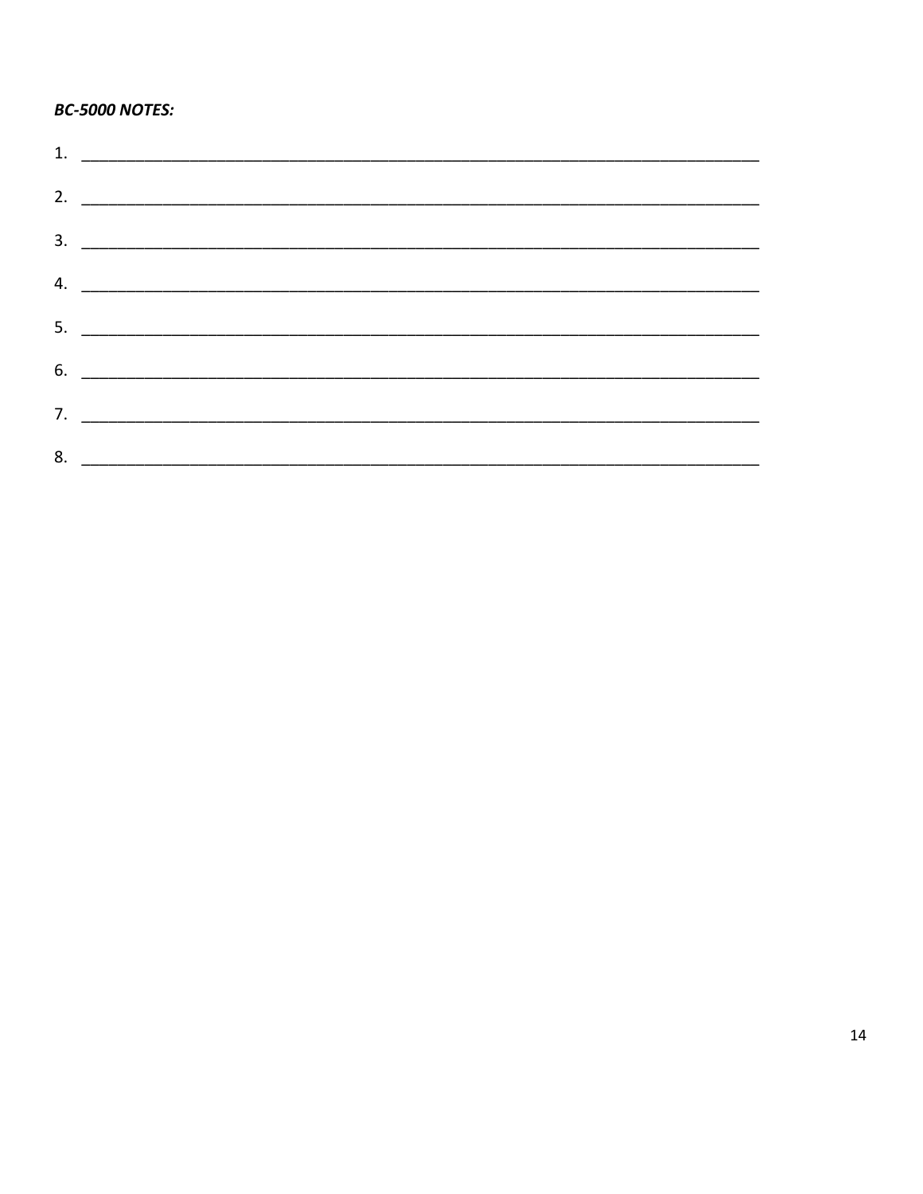***BC-5000 NOTES:***

1. ______________________________________________________________________________
2. ______________________________________________________________________________
3. ______________________________________________________________________________
4. ______________________________________________________________________________
5. ______________________________________________________________________________
6. ______________________________________________________________________________
7. ______________________________________________________________________________
8. ______________________________________________________________________________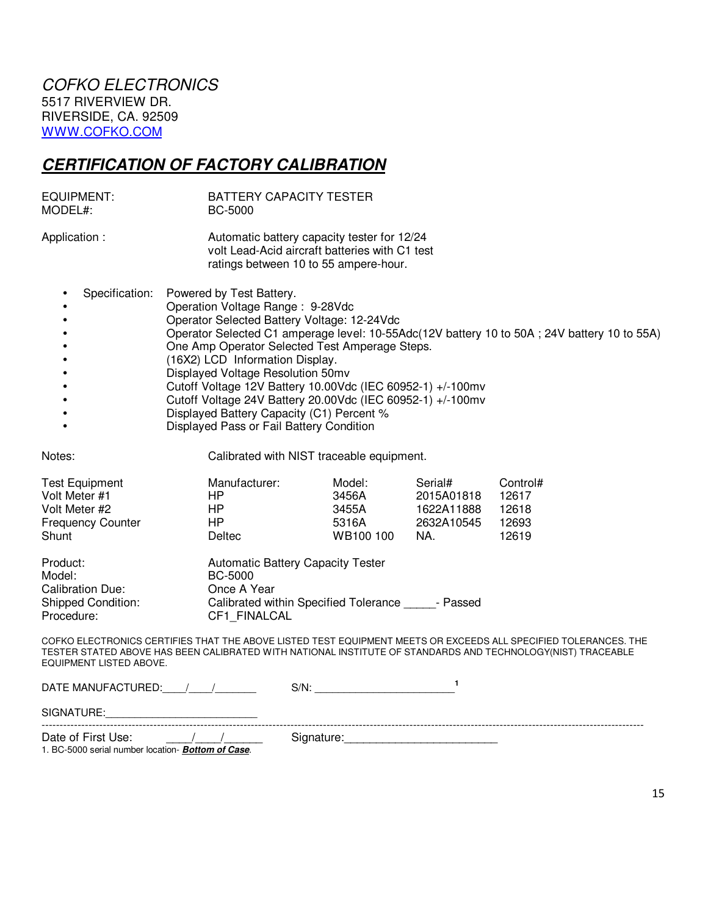*COFKO ELECTRONICS*
5517 RIVERVIEW DR.
RIVERSIDE, CA. 92509
[WWW.COFKO.COM](http://WWW.COFKO.COM)

# ***CERTIFICATION OF FACTORY CALIBRATION***

| | |
|---|---|
| EQUIPMENT: | BATTERY CAPACITY TESTER |
| MODEL#: | BC-5000 |
| Application : | Automatic battery capacity tester for 12/24 volt Lead-Acid aircraft batteries with C1 test ratings between 10 to 55 ampere-hour. |

- Specification: Powered by Test Battery.
- Operation Voltage Range : 9-28Vdc
- Operator Selected Battery Voltage: 12-24Vdc
- Operator Selected C1 amperage level: 10-55Adc(12V battery 10 to 50A ; 24V battery 10 to 55A)
- One Amp Operator Selected Test Amperage Steps.
- (16X2) LCD Information Display.
- Displayed Voltage Resolution 50mv
- Cutoff Voltage 12V Battery 10.00Vdc (IEC 60952-1) +/-100mv
- Cutoff Voltage 24V Battery 20.00Vdc (IEC 60952-1) +/-100mv
- Displayed Battery Capacity (C1) Percent %
- Displayed Pass or Fail Battery Condition

Notes: Calibrated with NIST traceable equipment.

| Test Equipment | Manufacturer: | Model: | Serial# | Control# |
|---|---|---|---|---|
| Volt Meter #1 | HP | 3456A | 2015A01818 | 12617 |
| Volt Meter #2 | HP | 3455A | 1622A11888 | 12618 |
| Frequency Counter | HP | 5316A | 2632A10545 | 12693 |
| Shunt | Deltec | WB100 100 | NA. | 12619 |

| | |
|---|---|
| Product: | Automatic Battery Capacity Tester |
| Model: | BC-5000 |
| Calibration Due: | Once A Year |
| Shipped Condition: | Calibrated within Specified Tolerance _____- Passed |
| Procedure: | CF1_FINALCAL |

COFKO ELECTRONICS CERTIFIES THAT THE ABOVE LISTED TEST EQUIPMENT MEETS OR EXCEEDS ALL SPECIFIED TOLERANCES. THE TESTER STATED ABOVE HAS BEEN CALIBRATED WITH NATIONAL INSTITUTE OF STANDARDS AND TECHNOLOGY(NIST) TRACEABLE EQUIPMENT LISTED ABOVE.

DATE MANUFACTURED:____/____/_______ S/N: _______________________[1]

SIGNATURE:_________________________

---

Date of First Use: ____/____/______ Signature:_________________________

1. BC-5000 serial number location- ***Bottom of Case***.